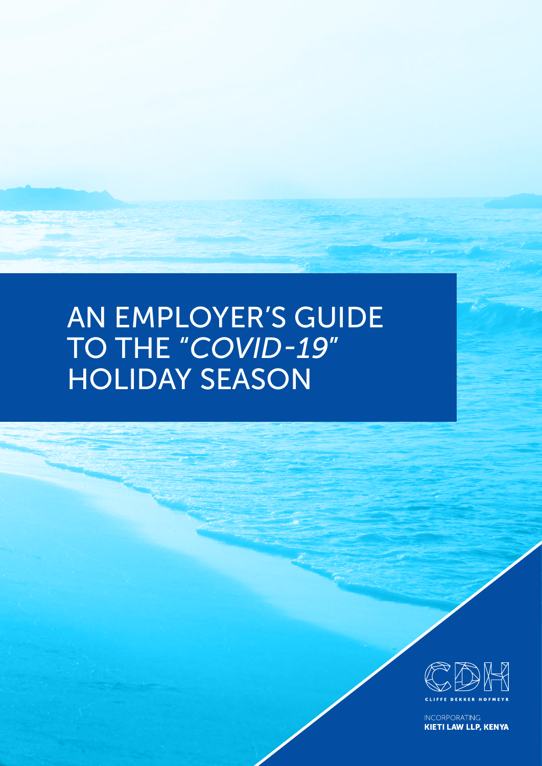# AN EMPLOYER'S GUIDE TO THE *"COVID-19"* HOLIDAY SEASON

CLIFFE DEKKER HOFMEYR

INCORPORATING
**KIETI LAW LLP, KENYA**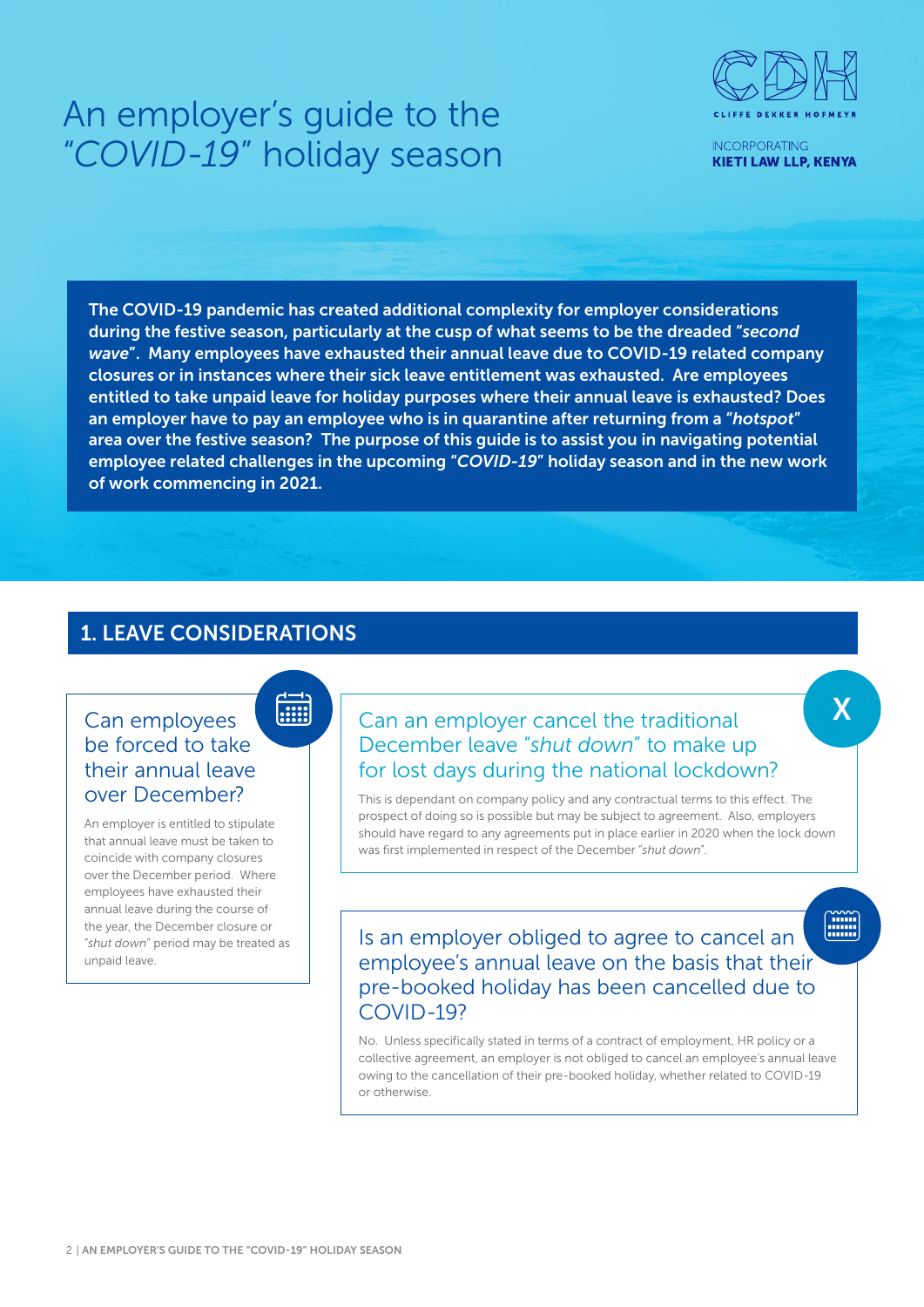# An employer's guide to the "*COVID-19*" holiday season

CLIFFE DEKKER HOFMEYR

INCORPORATING
**KIETI LAW LLP, KENYA**

**The COVID-19 pandemic has created additional complexity for employer considerations during the festive season, particularly at the cusp of what seems to be the dreaded "*second wave*". Many employees have exhausted their annual leave due to COVID-19 related company closures or in instances where their sick leave entitlement was exhausted. Are employees entitled to take unpaid leave for holiday purposes where their annual leave is exhausted? Does an employer have to pay an employee who is in quarantine after returning from a "*hotspot*" area over the festive season? The purpose of this guide is to assist you in navigating potential employee related challenges in the upcoming "*COVID-19*" holiday season and in the new work of work commencing in 2021.**

## 1. LEAVE CONSIDERATIONS

### Can employees be forced to take their annual leave over December?

An employer is entitled to stipulate that annual leave must be taken to coincide with company closures over the December period. Where employees have exhausted their annual leave during the course of the year, the December closure or "*shut down*" period may be treated as unpaid leave.

### Can an employer cancel the traditional December leave "*shut down*" to make up for lost days during the national lockdown?

This is dependant on company policy and any contractual terms to this effect. The prospect of doing so is possible but may be subject to agreement. Also, employers should have regard to any agreements put in place earlier in 2020 when the lock down was first implemented in respect of the December "*shut down*".

### Is an employer obliged to agree to cancel an employee's annual leave on the basis that their pre-booked holiday has been cancelled due to COVID-19?

No. Unless specifically stated in terms of a contract of employment, HR policy or a collective agreement, an employer is not obliged to cancel an employee's annual leave owing to the cancellation of their pre-booked holiday, whether related to COVID-19 or otherwise.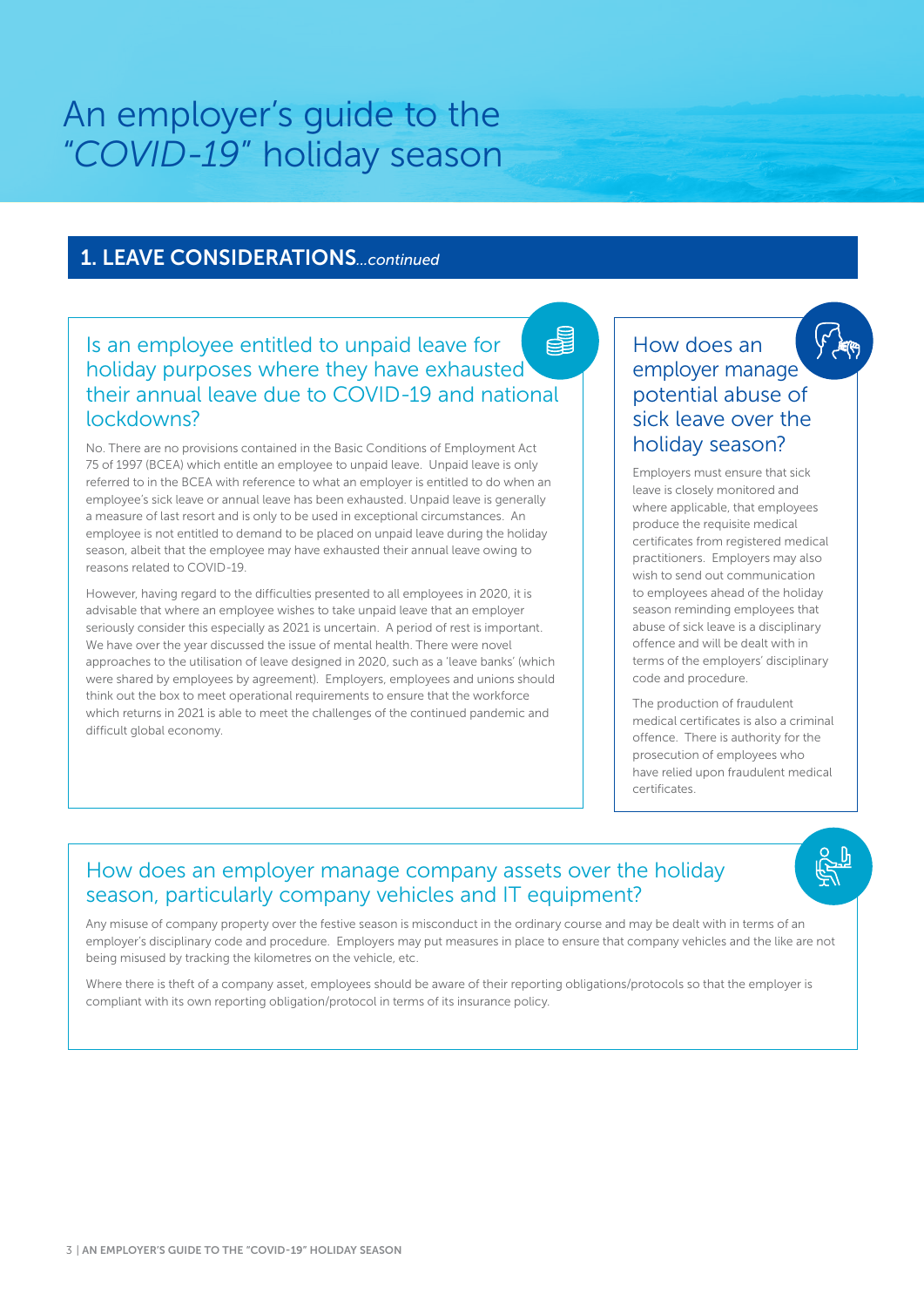# An employer's guide to the *"COVID-19"* holiday season

## 1. LEAVE CONSIDERATIONS*...continued*

### Is an employee entitled to unpaid leave for holiday purposes where they have exhausted their annual leave due to COVID-19 and national lockdowns?

No. There are no provisions contained in the Basic Conditions of Employment Act 75 of 1997 (BCEA) which entitle an employee to unpaid leave. Unpaid leave is only referred to in the BCEA with reference to what an employer is entitled to do when an employee's sick leave or annual leave has been exhausted. Unpaid leave is generally a measure of last resort and is only to be used in exceptional circumstances. An employee is not entitled to demand to be placed on unpaid leave during the holiday season, albeit that the employee may have exhausted their annual leave owing to reasons related to COVID-19.

However, having regard to the difficulties presented to all employees in 2020, it is advisable that where an employee wishes to take unpaid leave that an employer seriously consider this especially as 2021 is uncertain. A period of rest is important. We have over the year discussed the issue of mental health. There were novel approaches to the utilisation of leave designed in 2020, such as a 'leave banks' (which were shared by employees by agreement). Employers, employees and unions should think out the box to meet operational requirements to ensure that the workforce which returns in 2021 is able to meet the challenges of the continued pandemic and difficult global economy.

### How does an employer manage potential abuse of sick leave over the holiday season?

Employers must ensure that sick leave is closely monitored and where applicable, that employees produce the requisite medical certificates from registered medical practitioners. Employers may also wish to send out communication to employees ahead of the holiday season reminding employees that abuse of sick leave is a disciplinary offence and will be dealt with in terms of the employers' disciplinary code and procedure.

The production of fraudulent medical certificates is also a criminal offence. There is authority for the prosecution of employees who have relied upon fraudulent medical certificates.

### How does an employer manage company assets over the holiday season, particularly company vehicles and IT equipment?

Any misuse of company property over the festive season is misconduct in the ordinary course and may be dealt with in terms of an employer's disciplinary code and procedure. Employers may put measures in place to ensure that company vehicles and the like are not being misused by tracking the kilometres on the vehicle, etc.

Where there is theft of a company asset, employees should be aware of their reporting obligations/protocols so that the employer is compliant with its own reporting obligation/protocol in terms of its insurance policy.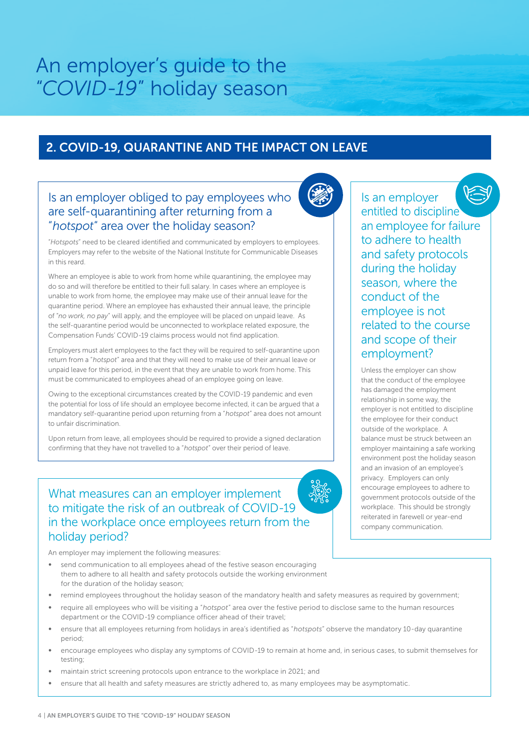# An employer's guide to the "*COVID-19*" holiday season

## 2. COVID-19, QUARANTINE AND THE IMPACT ON LEAVE

### Is an employer obliged to pay employees who are self-quarantining after returning from a "*hotspot*" area over the holiday season?

"*Hotspots*" need to be cleared identified and communicated by employers to employees. Employers may refer to the website of the National Institute for Communicable Diseases in this reard.

Where an employee is able to work from home while quarantining, the employee may do so and will therefore be entitled to their full salary. In cases where an employee is unable to work from home, the employee may make use of their annual leave for the quarantine period. Where an employee has exhausted their annual leave, the principle of "*no work, no pay*" will apply, and the employee will be placed on unpaid leave. As the self-quarantine period would be unconnected to workplace related exposure, the Compensation Funds' COVID-19 claims process would not find application.

Employers must alert employees to the fact they will be required to self-quarantine upon return from a "*hotspot*" area and that they will need to make use of their annual leave or unpaid leave for this period, in the event that they are unable to work from home. This must be communicated to employees ahead of an employee going on leave.

Owing to the exceptional circumstances created by the COVID-19 pandemic and even the potential for loss of life should an employee become infected, it can be argued that a mandatory self-quarantine period upon returning from a "*hotspot*" area does not amount to unfair discrimination.

Upon return from leave, all employees should be required to provide a signed declaration confirming that they have not travelled to a "*hotspot*" over their period of leave.

### Is an employer entitled to discipline an employee for failure to adhere to health and safety protocols during the holiday season, where the conduct of the employee is not related to the course and scope of their employment?

Unless the employer can show that the conduct of the employee has damaged the employment relationship in some way, the employer is not entitled to discipline the employee for their conduct outside of the workplace. A balance must be struck between an employer maintaining a safe working environment post the holiday season and an invasion of an employee's privacy. Employers can only encourage employees to adhere to government protocols outside of the workplace. This should be strongly reiterated in farewell or year-end company communication.

### What measures can an employer implement to mitigate the risk of an outbreak of COVID-19 in the workplace once employees return from the holiday period?

An employer may implement the following measures:

- send communication to all employees ahead of the festive season encouraging them to adhere to all health and safety protocols outside the working environment for the duration of the holiday season;
- remind employees throughout the holiday season of the mandatory health and safety measures as required by government;
- require all employees who will be visiting a "*hotspot*" area over the festive period to disclose same to the human resources department or the COVID-19 compliance officer ahead of their travel;
- ensure that all employees returning from holidays in area's identified as "*hotspots*" observe the mandatory 10-day quarantine period;
- encourage employees who display any symptoms of COVID-19 to remain at home and, in serious cases, to submit themselves for testing;
- maintain strict screening protocols upon entrance to the workplace in 2021; and
- ensure that all health and safety measures are strictly adhered to, as many employees may be asymptomatic.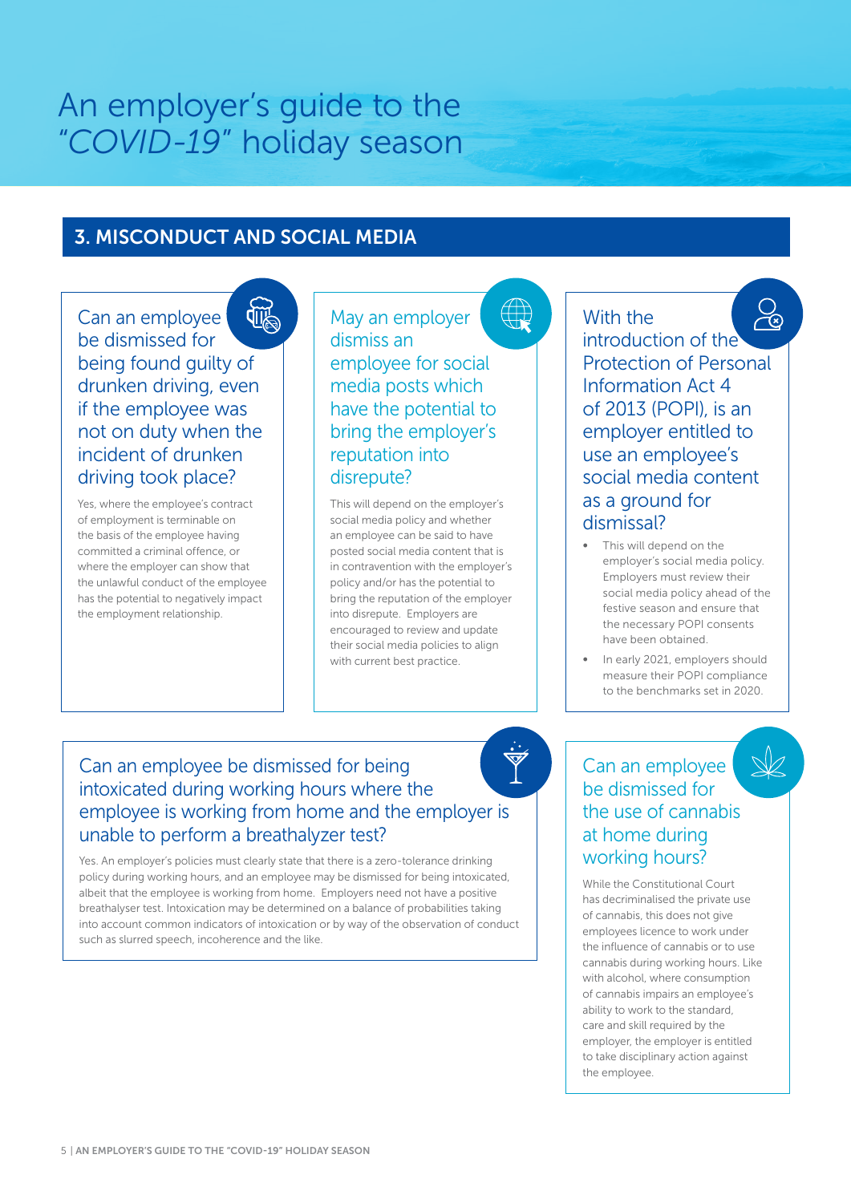# An employer's guide to the "*COVID-19*" holiday season

## 3. MISCONDUCT AND SOCIAL MEDIA

### Can an employee be dismissed for being found guilty of drunken driving, even if the employee was not on duty when the incident of drunken driving took place?

Yes, where the employee's contract of employment is terminable on the basis of the employee having committed a criminal offence, or where the employer can show that the unlawful conduct of the employee has the potential to negatively impact the employment relationship.

### May an employer dismiss an employee for social media posts which have the potential to bring the employer's reputation into disrepute?

This will depend on the employer's social media policy and whether an employee can be said to have posted social media content that is in contravention with the employer's policy and/or has the potential to bring the reputation of the employer into disrepute. Employers are encouraged to review and update their social media policies to align with current best practice.

### With the introduction of the Protection of Personal Information Act 4 of 2013 (POPI), is an employer entitled to use an employee's social media content as a ground for dismissal?

- This will depend on the employer's social media policy. Employers must review their social media policy ahead of the festive season and ensure that the necessary POPI consents have been obtained.
- In early 2021, employers should measure their POPI compliance to the benchmarks set in 2020.

### Can an employee be dismissed for being intoxicated during working hours where the employee is working from home and the employer is unable to perform a breathalyzer test?

Yes. An employer's policies must clearly state that there is a zero-tolerance drinking policy during working hours, and an employee may be dismissed for being intoxicated, albeit that the employee is working from home. Employers need not have a positive breathalyser test. Intoxication may be determined on a balance of probabilities taking into account common indicators of intoxication or by way of the observation of conduct such as slurred speech, incoherence and the like.

### Can an employee be dismissed for the use of cannabis at home during working hours?

While the Constitutional Court has decriminalised the private use of cannabis, this does not give employees licence to work under the influence of cannabis or to use cannabis during working hours. Like with alcohol, where consumption of cannabis impairs an employee's ability to work to the standard, care and skill required by the employer, the employer is entitled to take disciplinary action against the employee.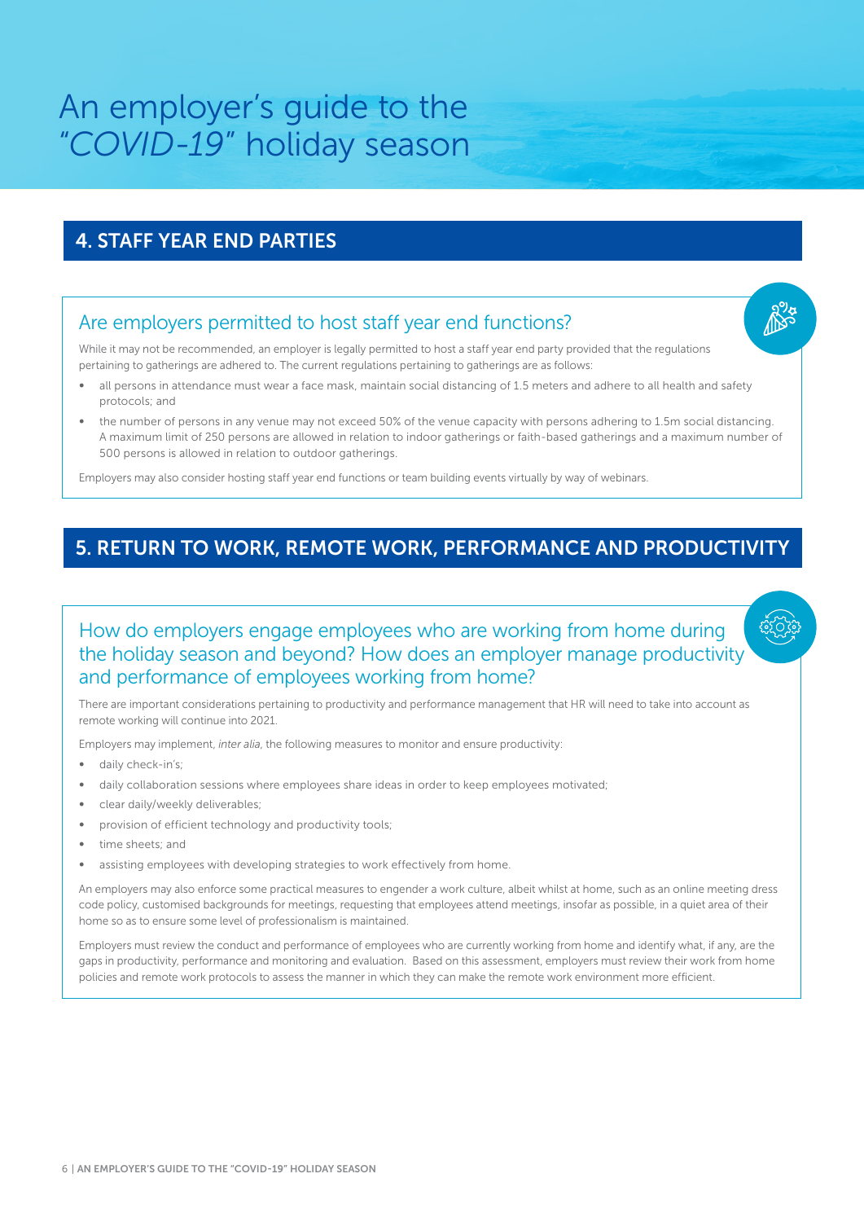# An employer's guide to the *"COVID-19"* holiday season

## 4. STAFF YEAR END PARTIES

### Are employers permitted to host staff year end functions?

While it may not be recommended, an employer is legally permitted to host a staff year end party provided that the regulations pertaining to gatherings are adhered to. The current regulations pertaining to gatherings are as follows:

- all persons in attendance must wear a face mask, maintain social distancing of 1.5 meters and adhere to all health and safety protocols; and
- the number of persons in any venue may not exceed 50% of the venue capacity with persons adhering to 1.5m social distancing. A maximum limit of 250 persons are allowed in relation to indoor gatherings or faith-based gatherings and a maximum number of 500 persons is allowed in relation to outdoor gatherings.

Employers may also consider hosting staff year end functions or team building events virtually by way of webinars.

## 5. RETURN TO WORK, REMOTE WORK, PERFORMANCE AND PRODUCTIVITY

### How do employers engage employees who are working from home during the holiday season and beyond? How does an employer manage productivity and performance of employees working from home?

There are important considerations pertaining to productivity and performance management that HR will need to take into account as remote working will continue into 2021.

Employers may implement, *inter alia*, the following measures to monitor and ensure productivity:

- daily check-in's;
- daily collaboration sessions where employees share ideas in order to keep employees motivated;
- clear daily/weekly deliverables;
- provision of efficient technology and productivity tools;
- time sheets; and
- assisting employees with developing strategies to work effectively from home.

An employers may also enforce some practical measures to engender a work culture, albeit whilst at home, such as an online meeting dress code policy, customised backgrounds for meetings, requesting that employees attend meetings, insofar as possible, in a quiet area of their home so as to ensure some level of professionalism is maintained.

Employers must review the conduct and performance of employees who are currently working from home and identify what, if any, are the gaps in productivity, performance and monitoring and evaluation. Based on this assessment, employers must review their work from home policies and remote work protocols to assess the manner in which they can make the remote work environment more efficient.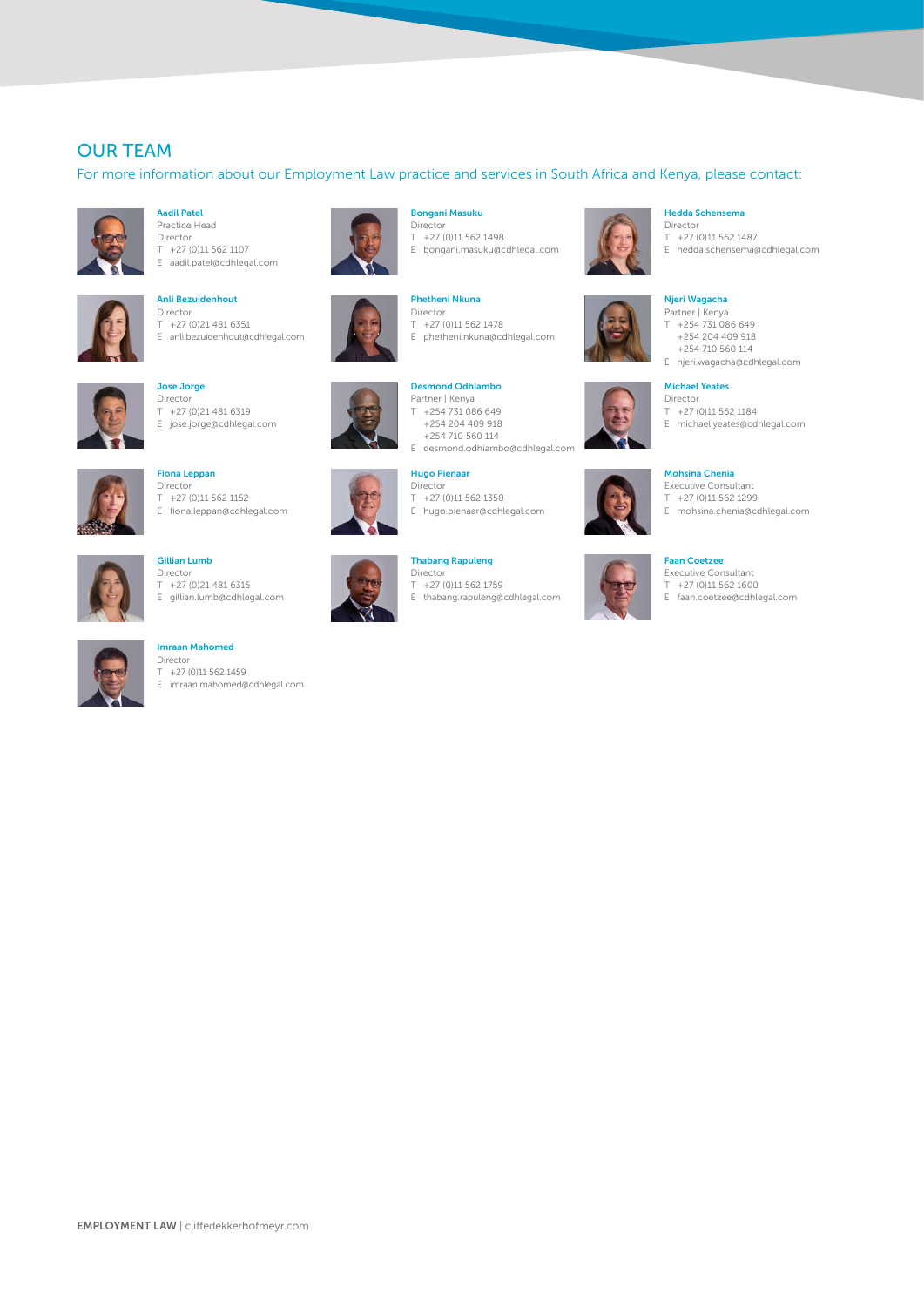## OUR TEAM

For more information about our Employment Law practice and services in South Africa and Kenya, please contact:

**Aadil Patel**
Practice Head
Director
T +27 (0)11 562 1107
E aadil.patel@cdhlegal.com

**Anli Bezuidenhout**
Director
T +27 (0)21 481 6351
E anli.bezuidenhout@cdhlegal.com

**Jose Jorge**
Director
T +27 (0)21 481 6319
E jose.jorge@cdhlegal.com

**Fiona Leppan**
Director
T +27 (0)11 562 1152
E fiona.leppan@cdhlegal.com

**Gillian Lumb**
Director
T +27 (0)21 481 6315
E gillian.lumb@cdhlegal.com

**Imraan Mahomed**
Director
T +27 (0)11 562 1459
E imraan.mahomed@cdhlegal.com

**Bongani Masuku**
Director
T +27 (0)11 562 1498
E bongani.masuku@cdhlegal.com

**Phetheni Nkuna**
Director
T +27 (0)11 562 1478
E phetheni.nkuna@cdhlegal.com

**Desmond Odhiambo**
Partner | Kenya
T +254 731 086 649
+254 204 409 918
+254 710 560 114
E desmond.odhiambo@cdhlegal.com

**Hugo Pienaar**
Director
T +27 (0)11 562 1350
E hugo.pienaar@cdhlegal.com

**Thabang Rapuleng**
Director
T +27 (0)11 562 1759
E thabang.rapuleng@cdhlegal.com

**Hedda Schensema**
Director
T +27 (0)11 562 1487
E hedda.schensema@cdhlegal.com

**Njeri Wagacha**
Partner | Kenya
T +254 731 086 649
+254 204 409 918
+254 710 560 114
E njeri.wagacha@cdhlegal.com

**Michael Yeates**
Director
T +27 (0)11 562 1184
E michael.yeates@cdhlegal.com

**Mohsina Chenia**
Executive Consultant
T +27 (0)11 562 1299
E mohsina.chenia@cdhlegal.com

**Faan Coetzee**
Executive Consultant
T +27 (0)11 562 1600
E faan.coetzee@cdhlegal.com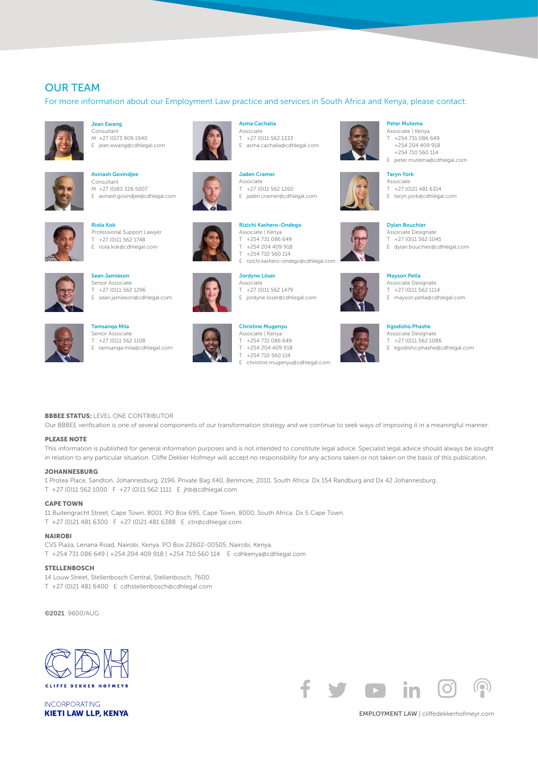## OUR TEAM

For more information about our Employment Law practice and services in South Africa and Kenya, please contact:

**Jean Ewang**
Consultant
M +27 (0)73 909 1940
E jean.ewang@cdhlegal.com

**Avinash Govindjee**
Consultant
M +27 (0)83 326 5007
E avinash.govindjee@cdhlegal.com

**Riola Kok**
Professional Support Lawyer
T +27 (0)11 562 1748
E riola.kok@cdhlegal.com

**Sean Jamieson**
Senior Associate
T +27 (0)11 562 1296
E sean.jamieson@cdhlegal.com

**Tamsanqa Mila**
Senior Associate
T +27 (0)11 562 1108
E tamsanqa.mila@cdhlegal.com

**Asma Cachalia**
Associate
T +27 (0)11 562 1333
E asma.cachalia@cdhlegal.com

**Jaden Cramer**
Associate
T +27 (0)11 562 1260
E jaden.cramer@cdhlegal.com

**Rizichi Kashero-Ondego**
Associate | Kenya
T +254 731 086 649
T +254 204 409 918
T +254 710 560 114
E rizichi.kashero-ondego@cdhlegal.com

**Jordyne Löser**
Associate
T +27 (0)11 562 1479
E jordyne.loser@cdhlegal.com

**Christine Mugenyu**
Associate | Kenya
T +254 731 086 649
T +254 204 409 918
T +254 710 560 114
E christine.mugenyu@cdhlegal.com

**Peter Mutema**
Associate | Kenya
T +254 731 086 649
+254 204 409 918
+254 710 560 114
E peter.mutema@cdhlegal.com

**Taryn York**
Associate
T +27 (0)21 481 6314
E taryn.york@cdhlegal.com

**Dylan Bouchier**
Associate Designate
T +27 (0)11 562 1045
E dylan.bouchier@cdhlegal.com

**Mayson Petla**
Associate Designate
T +27 (0)11 562 1114
E mayson.petla@cdhlegal.com

**Kgodisho Phashe**
Associate Designate
T +27 (0)11 562 1086
E kgodisho.phashe@cdhlegal.com

**BBBEE STATUS:** LEVEL ONE CONTRIBUTOR

Our BBBEE verification is one of several components of our transformation strategy and we continue to seek ways of improving it in a meaningful manner.

**PLEASE NOTE**

This information is published for general information purposes and is not intended to constitute legal advice. Specialist legal advice should always be sought in relation to any particular situation. Cliffe Dekker Hofmeyr will accept no responsibility for any actions taken or not taken on the basis of this publication.

**JOHANNESBURG**

1 Protea Place, Sandton, Johannesburg, 2196. Private Bag X40, Benmore, 2010, South Africa. Dx 154 Randburg and Dx 42 Johannesburg.
T +27 (0)11 562 1000 F +27 (0)11 562 1111 E jhb@cdhlegal.com

**CAPE TOWN**

11 Buitengracht Street, Cape Town, 8001. PO Box 695, Cape Town, 8000, South Africa. Dx 5 Cape Town.
T +27 (0)21 481 6300 F +27 (0)21 481 6388 E ctn@cdhlegal.com

**NAIROBI**

CVS Plaza, Lenana Road, Nairobi, Kenya. PO Box 22602-00505, Nairobi, Kenya.
T +254 731 086 649 | +254 204 409 918 | +254 710 560 114 E cdhkenya@cdhlegal.com

**STELLENBOSCH**

14 Louw Street, Stellenbosch Central, Stellenbosch, 7600.
T +27 (0)21 481 6400 E cdhstellenbosch@cdhlegal.com

**©2021** 9600/AUG

CLIFFE DEKKER HOFMEYR

INCORPORATING
**KIETI LAW LLP, KENYA**

**EMPLOYMENT LAW** | cliffedekkerhofmeyr.com